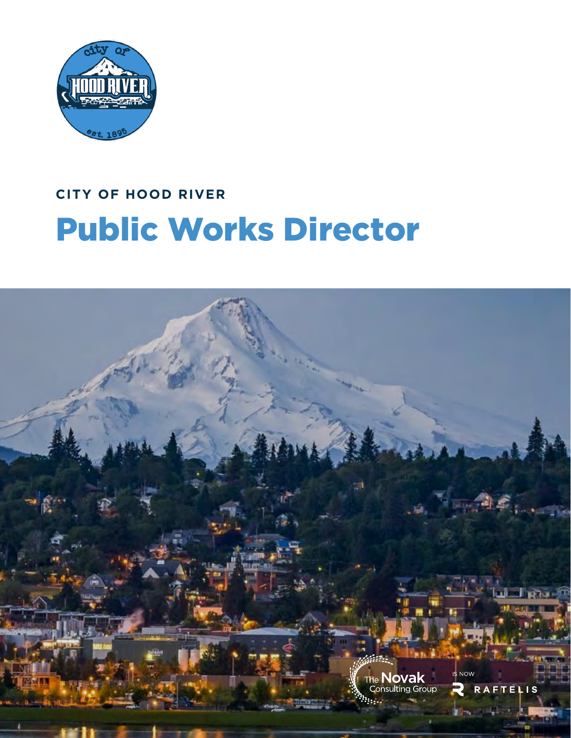**CITY OF HOOD RIVER**

# Public Works Director

The Novak Consulting Group IS NOW RAFTELIS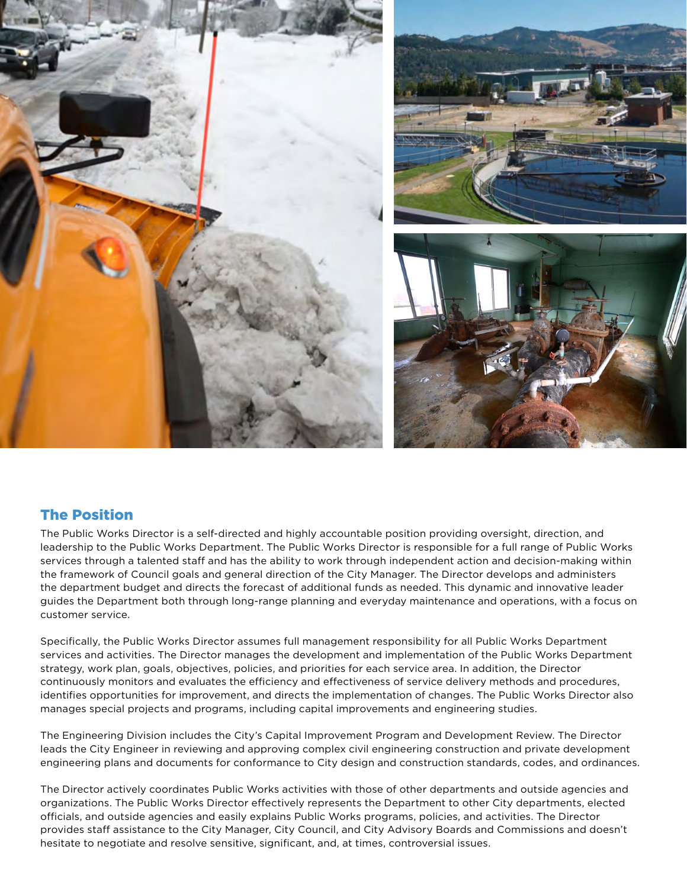## The Position

The Public Works Director is a self-directed and highly accountable position providing oversight, direction, and leadership to the Public Works Department. The Public Works Director is responsible for a full range of Public Works services through a talented staff and has the ability to work through independent action and decision-making within the framework of Council goals and general direction of the City Manager. The Director develops and administers the department budget and directs the forecast of additional funds as needed. This dynamic and innovative leader guides the Department both through long-range planning and everyday maintenance and operations, with a focus on customer service.

Specifically, the Public Works Director assumes full management responsibility for all Public Works Department services and activities. The Director manages the development and implementation of the Public Works Department strategy, work plan, goals, objectives, policies, and priorities for each service area. In addition, the Director continuously monitors and evaluates the efficiency and effectiveness of service delivery methods and procedures, identifies opportunities for improvement, and directs the implementation of changes. The Public Works Director also manages special projects and programs, including capital improvements and engineering studies.

The Engineering Division includes the City's Capital Improvement Program and Development Review. The Director leads the City Engineer in reviewing and approving complex civil engineering construction and private development engineering plans and documents for conformance to City design and construction standards, codes, and ordinances.

The Director actively coordinates Public Works activities with those of other departments and outside agencies and organizations. The Public Works Director effectively represents the Department to other City departments, elected officials, and outside agencies and easily explains Public Works programs, policies, and activities. The Director provides staff assistance to the City Manager, City Council, and City Advisory Boards and Commissions and doesn't hesitate to negotiate and resolve sensitive, significant, and, at times, controversial issues.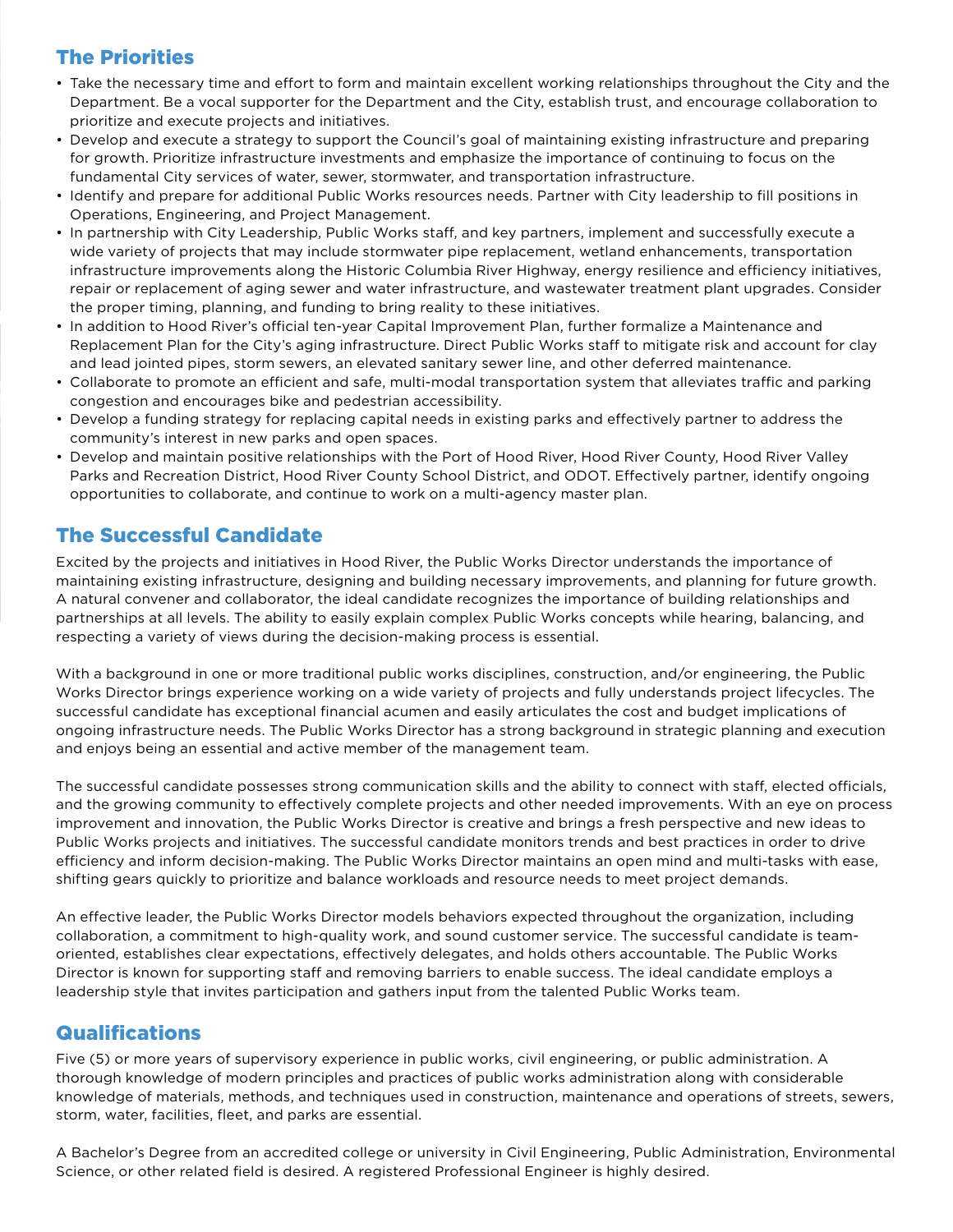## The Priorities

- Take the necessary time and effort to form and maintain excellent working relationships throughout the City and the Department. Be a vocal supporter for the Department and the City, establish trust, and encourage collaboration to prioritize and execute projects and initiatives.
- Develop and execute a strategy to support the Council's goal of maintaining existing infrastructure and preparing for growth. Prioritize infrastructure investments and emphasize the importance of continuing to focus on the fundamental City services of water, sewer, stormwater, and transportation infrastructure.
- Identify and prepare for additional Public Works resources needs. Partner with City leadership to fill positions in Operations, Engineering, and Project Management.
- In partnership with City Leadership, Public Works staff, and key partners, implement and successfully execute a wide variety of projects that may include stormwater pipe replacement, wetland enhancements, transportation infrastructure improvements along the Historic Columbia River Highway, energy resilience and efficiency initiatives, repair or replacement of aging sewer and water infrastructure, and wastewater treatment plant upgrades. Consider the proper timing, planning, and funding to bring reality to these initiatives.
- In addition to Hood River's official ten-year Capital Improvement Plan, further formalize a Maintenance and Replacement Plan for the City's aging infrastructure. Direct Public Works staff to mitigate risk and account for clay and lead jointed pipes, storm sewers, an elevated sanitary sewer line, and other deferred maintenance.
- Collaborate to promote an efficient and safe, multi-modal transportation system that alleviates traffic and parking congestion and encourages bike and pedestrian accessibility.
- Develop a funding strategy for replacing capital needs in existing parks and effectively partner to address the community's interest in new parks and open spaces.
- Develop and maintain positive relationships with the Port of Hood River, Hood River County, Hood River Valley Parks and Recreation District, Hood River County School District, and ODOT. Effectively partner, identify ongoing opportunities to collaborate, and continue to work on a multi-agency master plan.

## The Successful Candidate

Excited by the projects and initiatives in Hood River, the Public Works Director understands the importance of maintaining existing infrastructure, designing and building necessary improvements, and planning for future growth. A natural convener and collaborator, the ideal candidate recognizes the importance of building relationships and partnerships at all levels. The ability to easily explain complex Public Works concepts while hearing, balancing, and respecting a variety of views during the decision-making process is essential.

With a background in one or more traditional public works disciplines, construction, and/or engineering, the Public Works Director brings experience working on a wide variety of projects and fully understands project lifecycles. The successful candidate has exceptional financial acumen and easily articulates the cost and budget implications of ongoing infrastructure needs. The Public Works Director has a strong background in strategic planning and execution and enjoys being an essential and active member of the management team.

The successful candidate possesses strong communication skills and the ability to connect with staff, elected officials, and the growing community to effectively complete projects and other needed improvements. With an eye on process improvement and innovation, the Public Works Director is creative and brings a fresh perspective and new ideas to Public Works projects and initiatives. The successful candidate monitors trends and best practices in order to drive efficiency and inform decision-making. The Public Works Director maintains an open mind and multi-tasks with ease, shifting gears quickly to prioritize and balance workloads and resource needs to meet project demands.

An effective leader, the Public Works Director models behaviors expected throughout the organization, including collaboration, a commitment to high-quality work, and sound customer service. The successful candidate is team-oriented, establishes clear expectations, effectively delegates, and holds others accountable. The Public Works Director is known for supporting staff and removing barriers to enable success. The ideal candidate employs a leadership style that invites participation and gathers input from the talented Public Works team.

## Qualifications

Five (5) or more years of supervisory experience in public works, civil engineering, or public administration. A thorough knowledge of modern principles and practices of public works administration along with considerable knowledge of materials, methods, and techniques used in construction, maintenance and operations of streets, sewers, storm, water, facilities, fleet, and parks are essential.

A Bachelor's Degree from an accredited college or university in Civil Engineering, Public Administration, Environmental Science, or other related field is desired. A registered Professional Engineer is highly desired.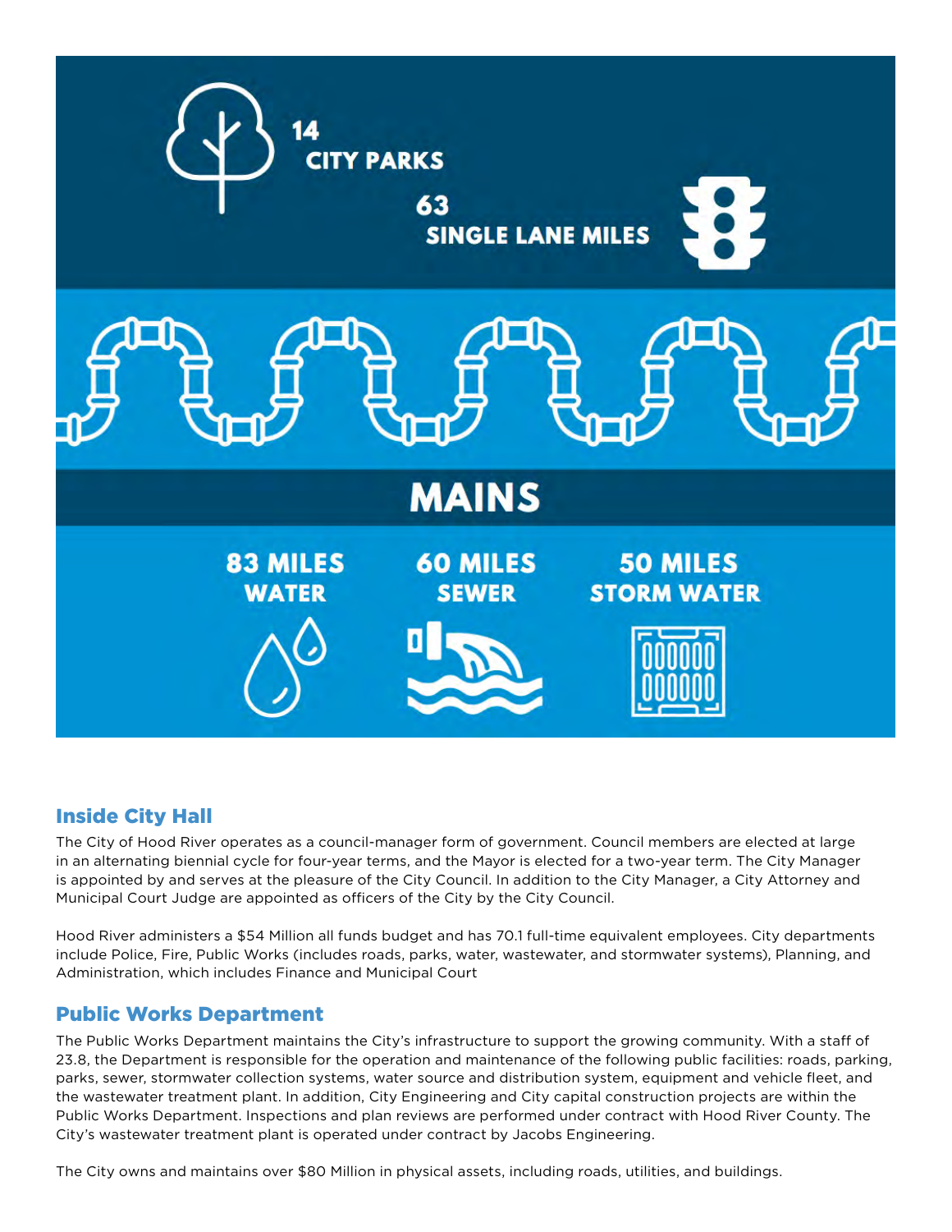14
CITY PARKS

63
SINGLE LANE MILES

MAINS

83 MILES
WATER

60 MILES
SEWER

50 MILES
STORM WATER

## Inside City Hall

The City of Hood River operates as a council-manager form of government. Council members are elected at large in an alternating biennial cycle for four-year terms, and the Mayor is elected for a two-year term. The City Manager is appointed by and serves at the pleasure of the City Council. In addition to the City Manager, a City Attorney and Municipal Court Judge are appointed as officers of the City by the City Council.

Hood River administers a $54 Million all funds budget and has 70.1 full-time equivalent employees. City departments include Police, Fire, Public Works (includes roads, parks, water, wastewater, and stormwater systems), Planning, and Administration, which includes Finance and Municipal Court

## Public Works Department

The Public Works Department maintains the City's infrastructure to support the growing community. With a staff of 23.8, the Department is responsible for the operation and maintenance of the following public facilities: roads, parking, parks, sewer, stormwater collection systems, water source and distribution system, equipment and vehicle fleet, and the wastewater treatment plant. In addition, City Engineering and City capital construction projects are within the Public Works Department. Inspections and plan reviews are performed under contract with Hood River County. The City's wastewater treatment plant is operated under contract by Jacobs Engineering.

The City owns and maintains over $80 Million in physical assets, including roads, utilities, and buildings.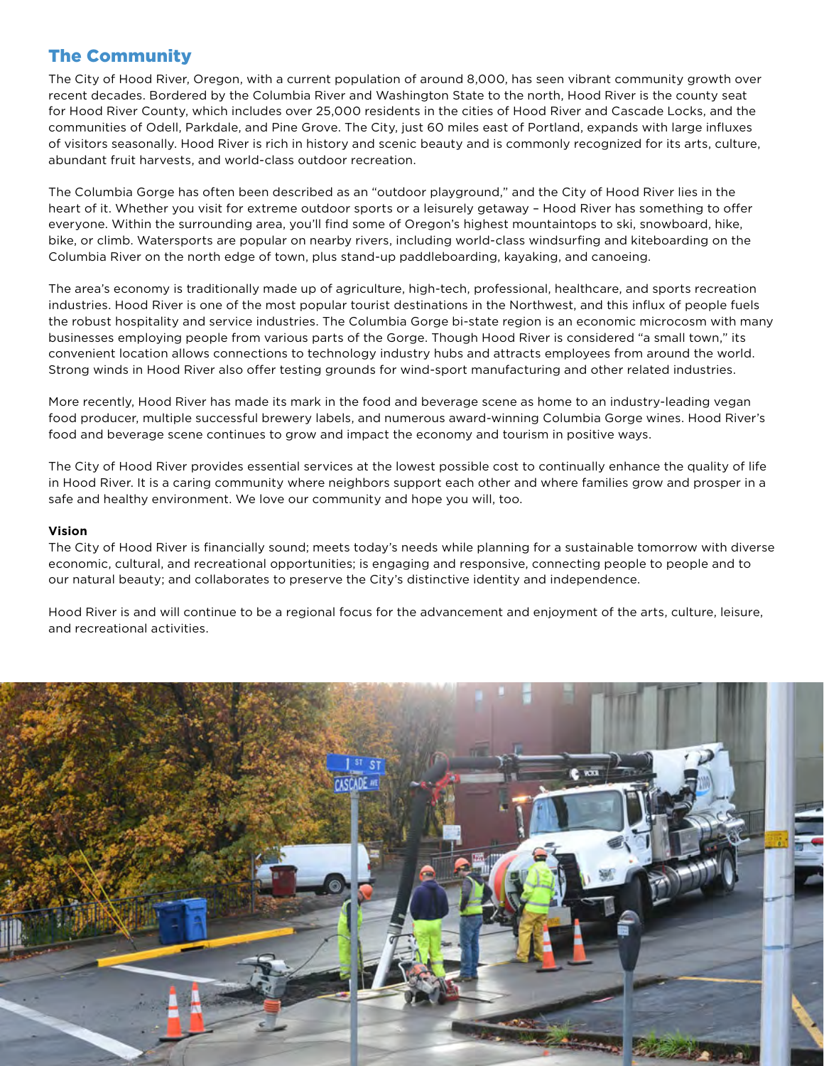## The Community

The City of Hood River, Oregon, with a current population of around 8,000, has seen vibrant community growth over recent decades. Bordered by the Columbia River and Washington State to the north, Hood River is the county seat for Hood River County, which includes over 25,000 residents in the cities of Hood River and Cascade Locks, and the communities of Odell, Parkdale, and Pine Grove. The City, just 60 miles east of Portland, expands with large influxes of visitors seasonally. Hood River is rich in history and scenic beauty and is commonly recognized for its arts, culture, abundant fruit harvests, and world-class outdoor recreation.

The Columbia Gorge has often been described as an "outdoor playground," and the City of Hood River lies in the heart of it. Whether you visit for extreme outdoor sports or a leisurely getaway – Hood River has something to offer everyone. Within the surrounding area, you'll find some of Oregon's highest mountaintops to ski, snowboard, hike, bike, or climb. Watersports are popular on nearby rivers, including world-class windsurfing and kiteboarding on the Columbia River on the north edge of town, plus stand-up paddleboarding, kayaking, and canoeing.

The area's economy is traditionally made up of agriculture, high-tech, professional, healthcare, and sports recreation industries. Hood River is one of the most popular tourist destinations in the Northwest, and this influx of people fuels the robust hospitality and service industries. The Columbia Gorge bi-state region is an economic microcosm with many businesses employing people from various parts of the Gorge. Though Hood River is considered "a small town," its convenient location allows connections to technology industry hubs and attracts employees from around the world. Strong winds in Hood River also offer testing grounds for wind-sport manufacturing and other related industries.

More recently, Hood River has made its mark in the food and beverage scene as home to an industry-leading vegan food producer, multiple successful brewery labels, and numerous award-winning Columbia Gorge wines. Hood River's food and beverage scene continues to grow and impact the economy and tourism in positive ways.

The City of Hood River provides essential services at the lowest possible cost to continually enhance the quality of life in Hood River. It is a caring community where neighbors support each other and where families grow and prosper in a safe and healthy environment. We love our community and hope you will, too.

**Vision**

The City of Hood River is financially sound; meets today's needs while planning for a sustainable tomorrow with diverse economic, cultural, and recreational opportunities; is engaging and responsive, connecting people to people and to our natural beauty; and collaborates to preserve the City's distinctive identity and independence.

Hood River is and will continue to be a regional focus for the advancement and enjoyment of the arts, culture, leisure, and recreational activities.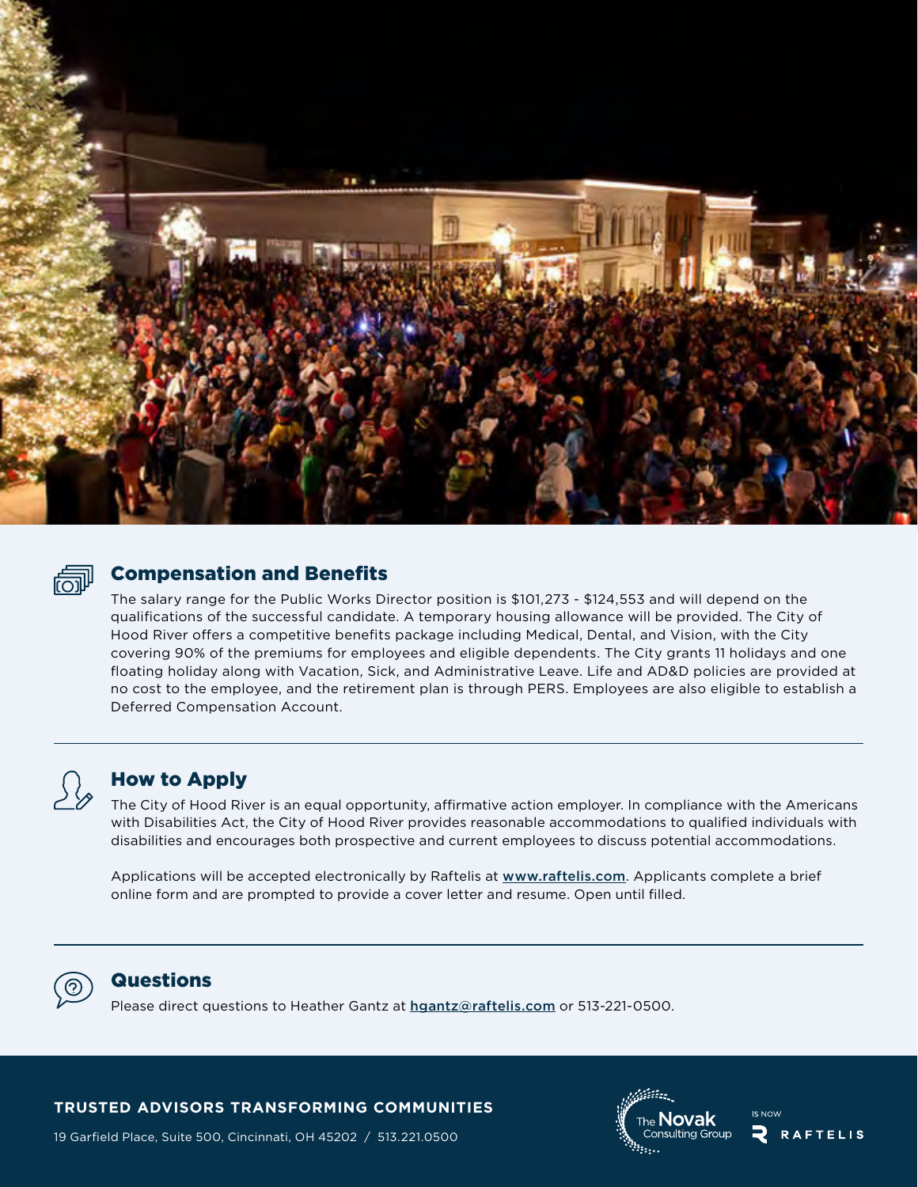## Compensation and Benefits

The salary range for the Public Works Director position is $101,273 - $124,553 and will depend on the qualifications of the successful candidate. A temporary housing allowance will be provided. The City of Hood River offers a competitive benefits package including Medical, Dental, and Vision, with the City covering 90% of the premiums for employees and eligible dependents. The City grants 11 holidays and one floating holiday along with Vacation, Sick, and Administrative Leave. Life and AD&D policies are provided at no cost to the employee, and the retirement plan is through PERS. Employees are also eligible to establish a Deferred Compensation Account.

## How to Apply

The City of Hood River is an equal opportunity, affirmative action employer. In compliance with the Americans with Disabilities Act, the City of Hood River provides reasonable accommodations to qualified individuals with disabilities and encourages both prospective and current employees to discuss potential accommodations.

Applications will be accepted electronically by Raftelis at www.raftelis.com. Applicants complete a brief online form and are prompted to provide a cover letter and resume. Open until filled.

## Questions

Please direct questions to Heather Gantz at hgantz@raftelis.com or 513-221-0500.

**TRUSTED ADVISORS TRANSFORMING COMMUNITIES**

19 Garfield Place, Suite 500, Cincinnati, OH 45202 / 513.221.0500

The Novak Consulting Group IS NOW RAFTELIS